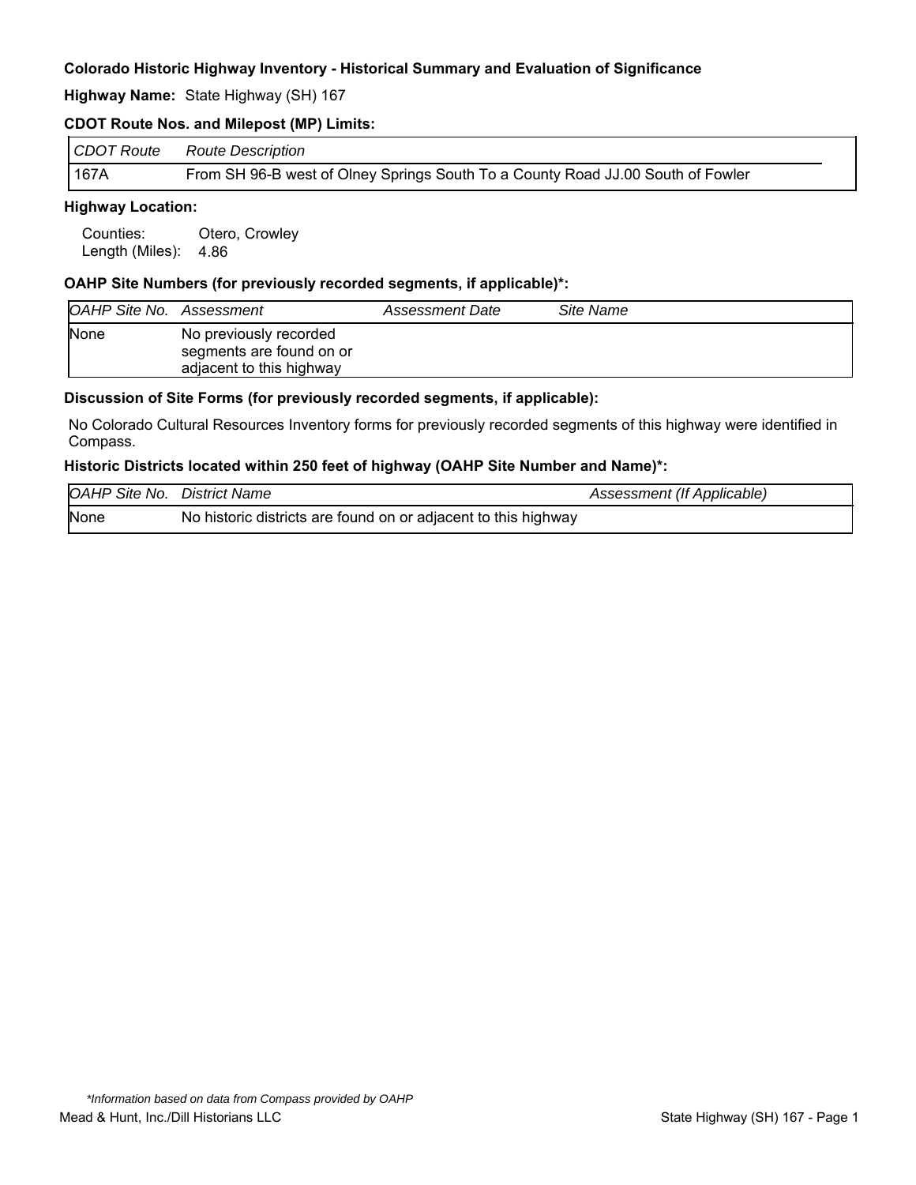**Colorado Historic Highway Inventory - Historical Summary and Evaluation of Significance**

**Highway Name:** State Highway (SH) 167

**CDOT Route Nos. and Milepost (MP) Limits:**

| *CDOT Route* | *Route Description* |
|---|---|
| 167A | From SH 96-B west of Olney Springs South To a County Road JJ.00 South of Fowler |

**Highway Location:**

Counties: Otero, Crowley
Length (Miles): 4.86

**OAHP Site Numbers (for previously recorded segments, if applicable)*:**

| *OAHP Site No.* | *Assessment* | *Assessment Date* | *Site Name* |
|---|---|---|---|
| None | No previously recorded segments are found on or adjacent to this highway | | |

**Discussion of Site Forms (for previously recorded segments, if applicable):**

No Colorado Cultural Resources Inventory forms for previously recorded segments of this highway were identified in Compass.

**Historic Districts located within 250 feet of highway (OAHP Site Number and Name)*:**

| *OAHP Site No.* | *District Name* | *Assessment (If Applicable)* |
|---|---|---|
| None | No historic districts are found on or adjacent to this highway | |

*\*Information based on data from Compass provided by OAHP*

Mead & Hunt, Inc./Dill Historians LLC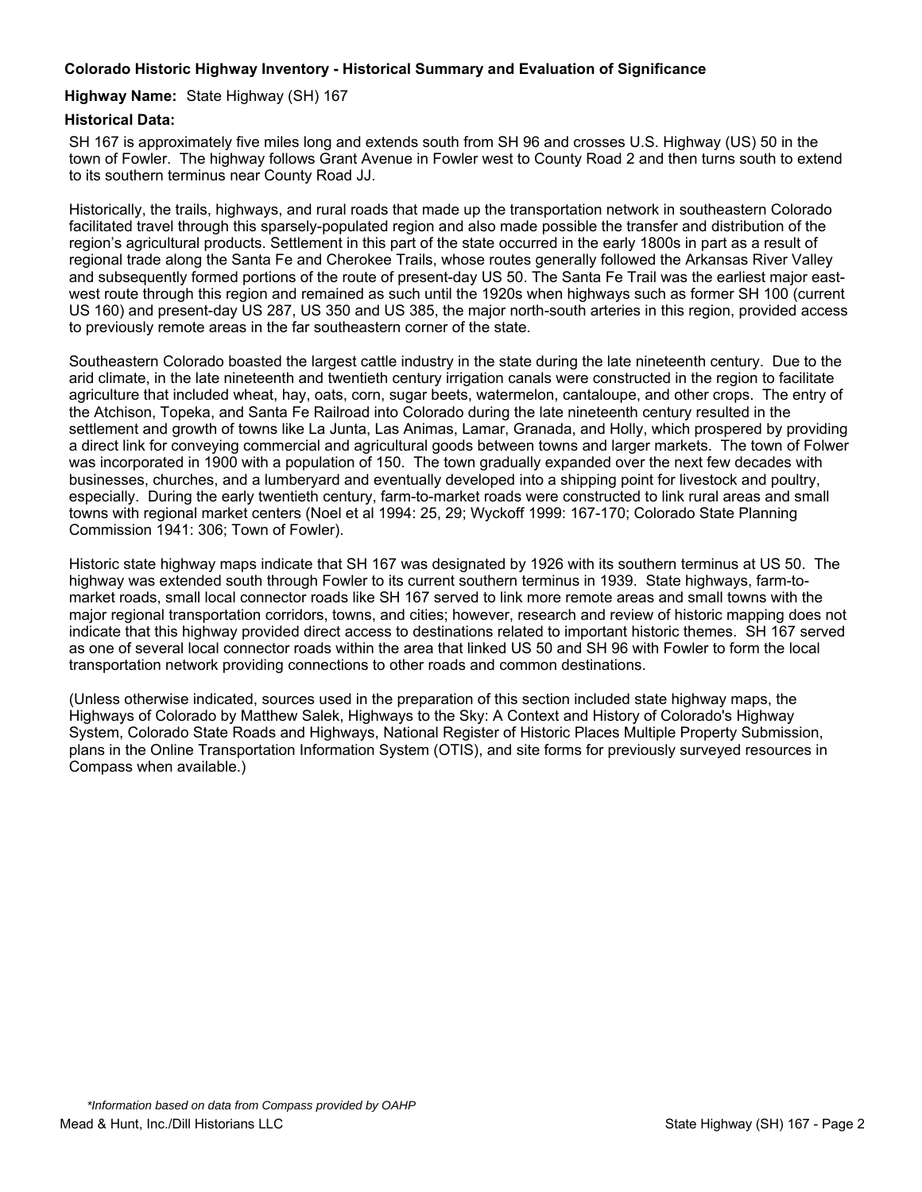**Colorado Historic Highway Inventory - Historical Summary and Evaluation of Significance**

**Highway Name:** State Highway (SH) 167

**Historical Data:**

SH 167 is approximately five miles long and extends south from SH 96 and crosses U.S. Highway (US) 50 in the town of Fowler. The highway follows Grant Avenue in Fowler west to County Road 2 and then turns south to extend to its southern terminus near County Road JJ.

Historically, the trails, highways, and rural roads that made up the transportation network in southeastern Colorado facilitated travel through this sparsely-populated region and also made possible the transfer and distribution of the region's agricultural products. Settlement in this part of the state occurred in the early 1800s in part as a result of regional trade along the Santa Fe and Cherokee Trails, whose routes generally followed the Arkansas River Valley and subsequently formed portions of the route of present-day US 50. The Santa Fe Trail was the earliest major east-west route through this region and remained as such until the 1920s when highways such as former SH 100 (current US 160) and present-day US 287, US 350 and US 385, the major north-south arteries in this region, provided access to previously remote areas in the far southeastern corner of the state.

Southeastern Colorado boasted the largest cattle industry in the state during the late nineteenth century. Due to the arid climate, in the late nineteenth and twentieth century irrigation canals were constructed in the region to facilitate agriculture that included wheat, hay, oats, corn, sugar beets, watermelon, cantaloupe, and other crops. The entry of the Atchison, Topeka, and Santa Fe Railroad into Colorado during the late nineteenth century resulted in the settlement and growth of towns like La Junta, Las Animas, Lamar, Granada, and Holly, which prospered by providing a direct link for conveying commercial and agricultural goods between towns and larger markets. The town of Folwer was incorporated in 1900 with a population of 150. The town gradually expanded over the next few decades with businesses, churches, and a lumberyard and eventually developed into a shipping point for livestock and poultry, especially. During the early twentieth century, farm-to-market roads were constructed to link rural areas and small towns with regional market centers (Noel et al 1994: 25, 29; Wyckoff 1999: 167-170; Colorado State Planning Commission 1941: 306; Town of Fowler).

Historic state highway maps indicate that SH 167 was designated by 1926 with its southern terminus at US 50. The highway was extended south through Fowler to its current southern terminus in 1939. State highways, farm-to-market roads, small local connector roads like SH 167 served to link more remote areas and small towns with the major regional transportation corridors, towns, and cities; however, research and review of historic mapping does not indicate that this highway provided direct access to destinations related to important historic themes. SH 167 served as one of several local connector roads within the area that linked US 50 and SH 96 with Fowler to form the local transportation network providing connections to other roads and common destinations.

(Unless otherwise indicated, sources used in the preparation of this section included state highway maps, the Highways of Colorado by Matthew Salek, Highways to the Sky: A Context and History of Colorado's Highway System, Colorado State Roads and Highways, National Register of Historic Places Multiple Property Submission, plans in the Online Transportation Information System (OTIS), and site forms for previously surveyed resources in Compass when available.)

*\*Information based on data from Compass provided by OAHP*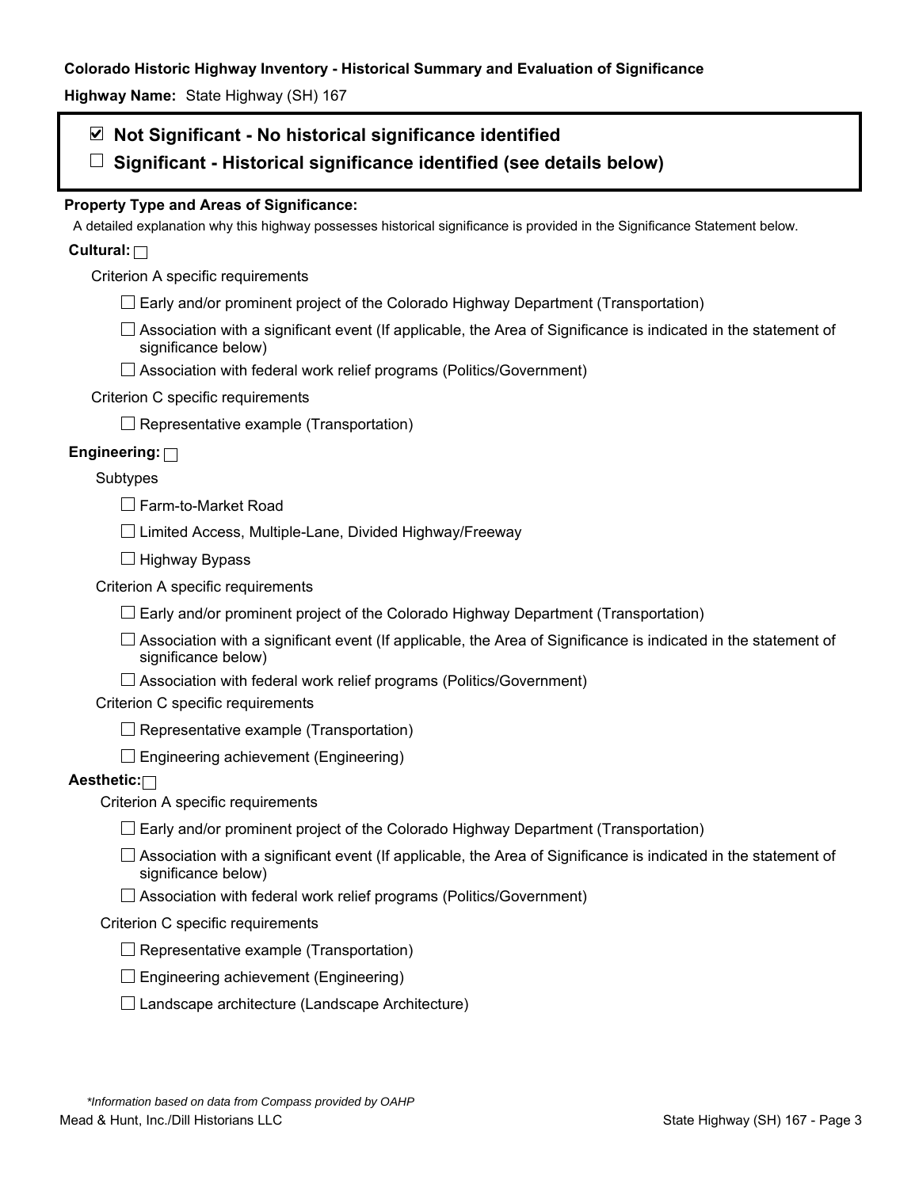**Colorado Historic Highway Inventory - Historical Summary and Evaluation of Significance**

**Highway Name:** State Highway (SH) 167

☑ **Not Significant - No historical significance identified**

☐ **Significant - Historical significance identified (see details below)**

**Property Type and Areas of Significance:**

A detailed explanation why this highway possesses historical significance is provided in the Significance Statement below.

**Cultural:** ☐

Criterion A specific requirements

- ☐ Early and/or prominent project of the Colorado Highway Department (Transportation)
- ☐ Association with a significant event (If applicable, the Area of Significance is indicated in the statement of significance below)
- ☐ Association with federal work relief programs (Politics/Government)

Criterion C specific requirements

- ☐ Representative example (Transportation)

**Engineering:** ☐

Subtypes

- ☐ Farm-to-Market Road
- ☐ Limited Access, Multiple-Lane, Divided Highway/Freeway
- ☐ Highway Bypass

Criterion A specific requirements

- ☐ Early and/or prominent project of the Colorado Highway Department (Transportation)
- ☐ Association with a significant event (If applicable, the Area of Significance is indicated in the statement of significance below)
- ☐ Association with federal work relief programs (Politics/Government)

Criterion C specific requirements

- ☐ Representative example (Transportation)
- ☐ Engineering achievement (Engineering)

**Aesthetic:** ☐

Criterion A specific requirements

- ☐ Early and/or prominent project of the Colorado Highway Department (Transportation)
- ☐ Association with a significant event (If applicable, the Area of Significance is indicated in the statement of significance below)
- ☐ Association with federal work relief programs (Politics/Government)

Criterion C specific requirements

- ☐ Representative example (Transportation)
- ☐ Engineering achievement (Engineering)
- ☐ Landscape architecture (Landscape Architecture)

*\*Information based on data from Compass provided by OAHP*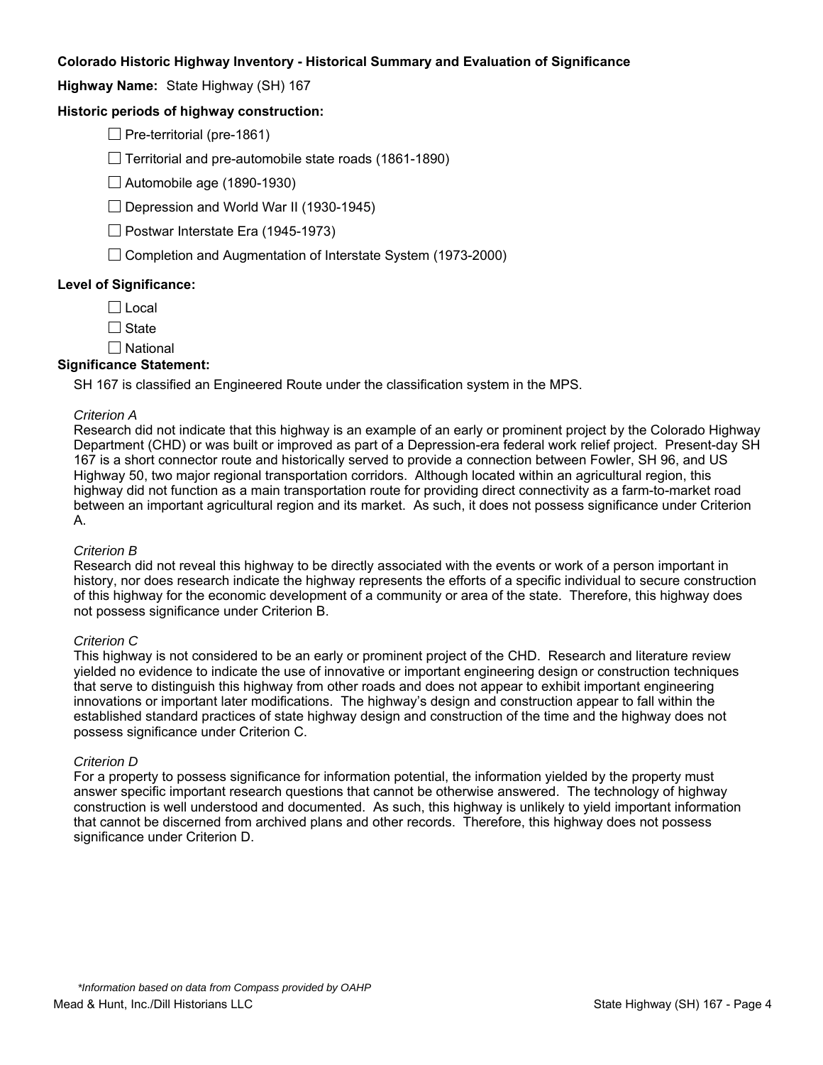**Colorado Historic Highway Inventory - Historical Summary and Evaluation of Significance**

**Highway Name:** State Highway (SH) 167

**Historic periods of highway construction:**

- ☐ Pre-territorial (pre-1861)
- ☐ Territorial and pre-automobile state roads (1861-1890)
- ☐ Automobile age (1890-1930)
- ☐ Depression and World War II (1930-1945)
- ☐ Postwar Interstate Era (1945-1973)
- ☐ Completion and Augmentation of Interstate System (1973-2000)

**Level of Significance:**

- ☐ Local
- ☐ State
- ☐ National

**Significance Statement:**

SH 167 is classified an Engineered Route under the classification system in the MPS.

*Criterion A*

Research did not indicate that this highway is an example of an early or prominent project by the Colorado Highway Department (CHD) or was built or improved as part of a Depression-era federal work relief project. Present-day SH 167 is a short connector route and historically served to provide a connection between Fowler, SH 96, and US Highway 50, two major regional transportation corridors. Although located within an agricultural region, this highway did not function as a main transportation route for providing direct connectivity as a farm-to-market road between an important agricultural region and its market. As such, it does not possess significance under Criterion A.

*Criterion B*

Research did not reveal this highway to be directly associated with the events or work of a person important in history, nor does research indicate the highway represents the efforts of a specific individual to secure construction of this highway for the economic development of a community or area of the state. Therefore, this highway does not possess significance under Criterion B.

*Criterion C*

This highway is not considered to be an early or prominent project of the CHD. Research and literature review yielded no evidence to indicate the use of innovative or important engineering design or construction techniques that serve to distinguish this highway from other roads and does not appear to exhibit important engineering innovations or important later modifications. The highway's design and construction appear to fall within the established standard practices of state highway design and construction of the time and the highway does not possess significance under Criterion C.

*Criterion D*

For a property to possess significance for information potential, the information yielded by the property must answer specific important research questions that cannot be otherwise answered. The technology of highway construction is well understood and documented. As such, this highway is unlikely to yield important information that cannot be discerned from archived plans and other records. Therefore, this highway does not possess significance under Criterion D.

*\*Information based on data from Compass provided by OAHP*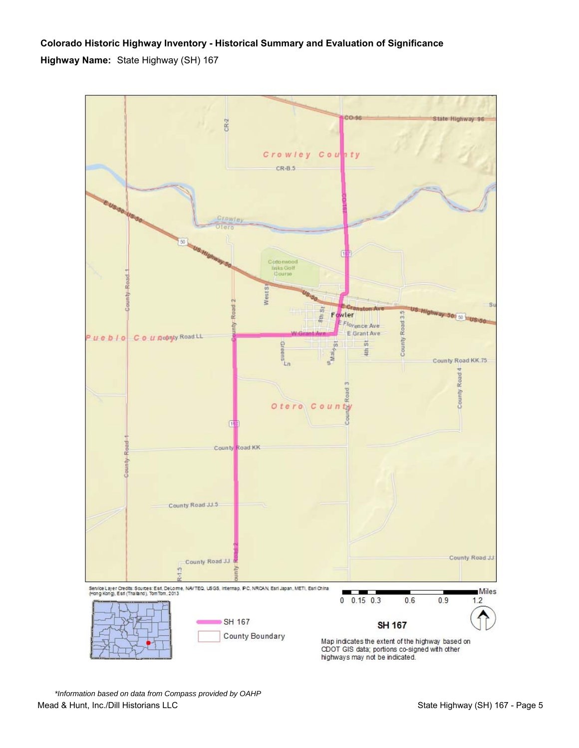**Colorado Historic Highway Inventory - Historical Summary and Evaluation of Significance**

**Highway Name:** State Highway (SH) 167

CO-96
State Highway 96
CR-2
Crowley County
CR-B.5
E US-50 US-50
Crowley
Otero
CO 167
50
US Highway 50
167
Cottonwood Links Golf Course
West St
US-50
E Cranston Ave
US Highway 50 50 US-50
8th St
Fowler
E Florence Ave
E Grant Ave
W Grant Ave
County Road 3.5
County Road 1
Pueblo County
County Road LL
County Road 2
Greens Ln
Main St
4th St
County Road KK.75
County Road 4
Otero County
County Road 3
167
County Road KK
County Road 1
County Road JJ.5
County Road JJ
County Road JJ
County Road 2
R-1.5

Service Layer Credits: Sources: Esri, DeLorme, NAVTEQ, USGS, Intermap, iPC, NRCAN, Esri Japan, METI, Esri China (Hong Kong), Esri (Thailand), TomTom, 2013

0 0.15 0.3 0.6 0.9 1.2 Miles

SH 167

County Boundary

**SH 167**

Map indicates the extent of the highway based on CDOT GIS data; portions co-signed with other highways may not be indicated.

*\*Information based on data from Compass provided by OAHP*